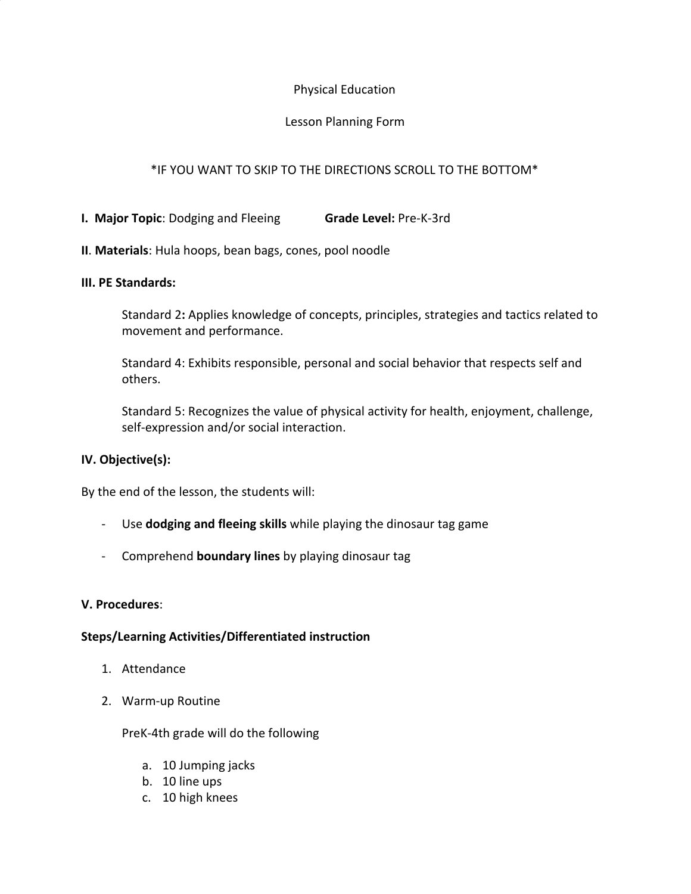Physical Education

Lesson Planning Form

*IF YOU WANT TO SKIP TO THE DIRECTIONS SCROLL TO THE BOTTOM*

**I. Major Topic**: Dodging and Fleeing **Grade Level:** Pre-K-3rd

**II**. **Materials**: Hula hoops, bean bags, cones, pool noodle

**III. PE Standards:**

Standard 2**:** Applies knowledge of concepts, principles, strategies and tactics related to movement and performance.

Standard 4: Exhibits responsible, personal and social behavior that respects self and others.

Standard 5: Recognizes the value of physical activity for health, enjoyment, challenge, self-expression and/or social interaction.

**IV. Objective(s):**

By the end of the lesson, the students will:

- Use **dodging and fleeing skills** while playing the dinosaur tag game
- Comprehend **boundary lines** by playing dinosaur tag

**V. Procedures**:

**Steps/Learning Activities/Differentiated instruction**

1. Attendance
2. Warm-up Routine

   PreK-4th grade will do the following

   a. 10 Jumping jacks
   b. 10 line ups
   c. 10 high knees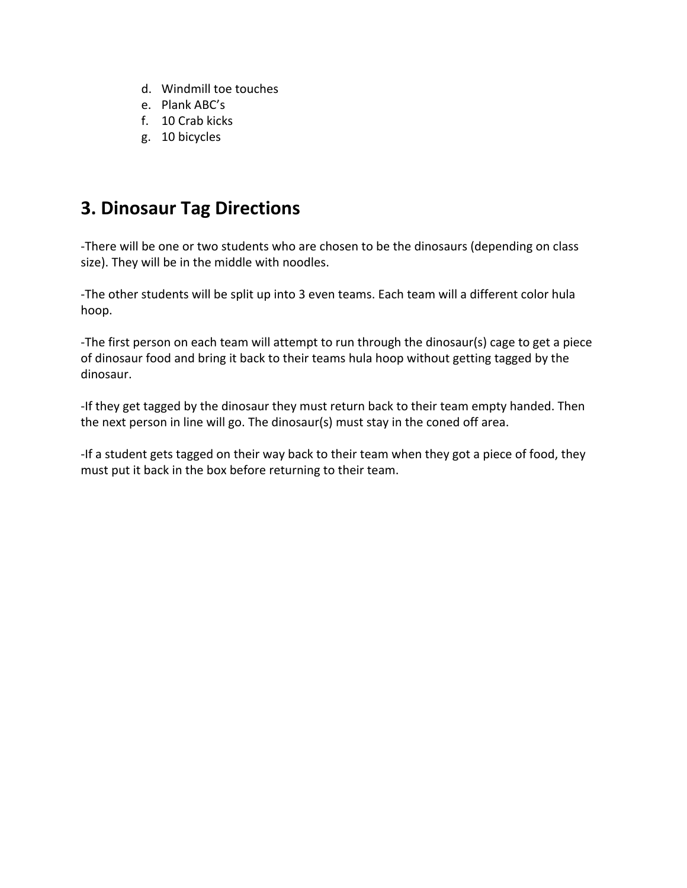d. Windmill toe touches
e. Plank ABC's
f. 10 Crab kicks
g. 10 bicycles

## 3. Dinosaur Tag Directions

-There will be one or two students who are chosen to be the dinosaurs (depending on class size). They will be in the middle with noodles.

-The other students will be split up into 3 even teams. Each team will a different color hula hoop.

-The first person on each team will attempt to run through the dinosaur(s) cage to get a piece of dinosaur food and bring it back to their teams hula hoop without getting tagged by the dinosaur.

-If they get tagged by the dinosaur they must return back to their team empty handed. Then the next person in line will go. The dinosaur(s) must stay in the coned off area.

-If a student gets tagged on their way back to their team when they got a piece of food, they must put it back in the box before returning to their team.